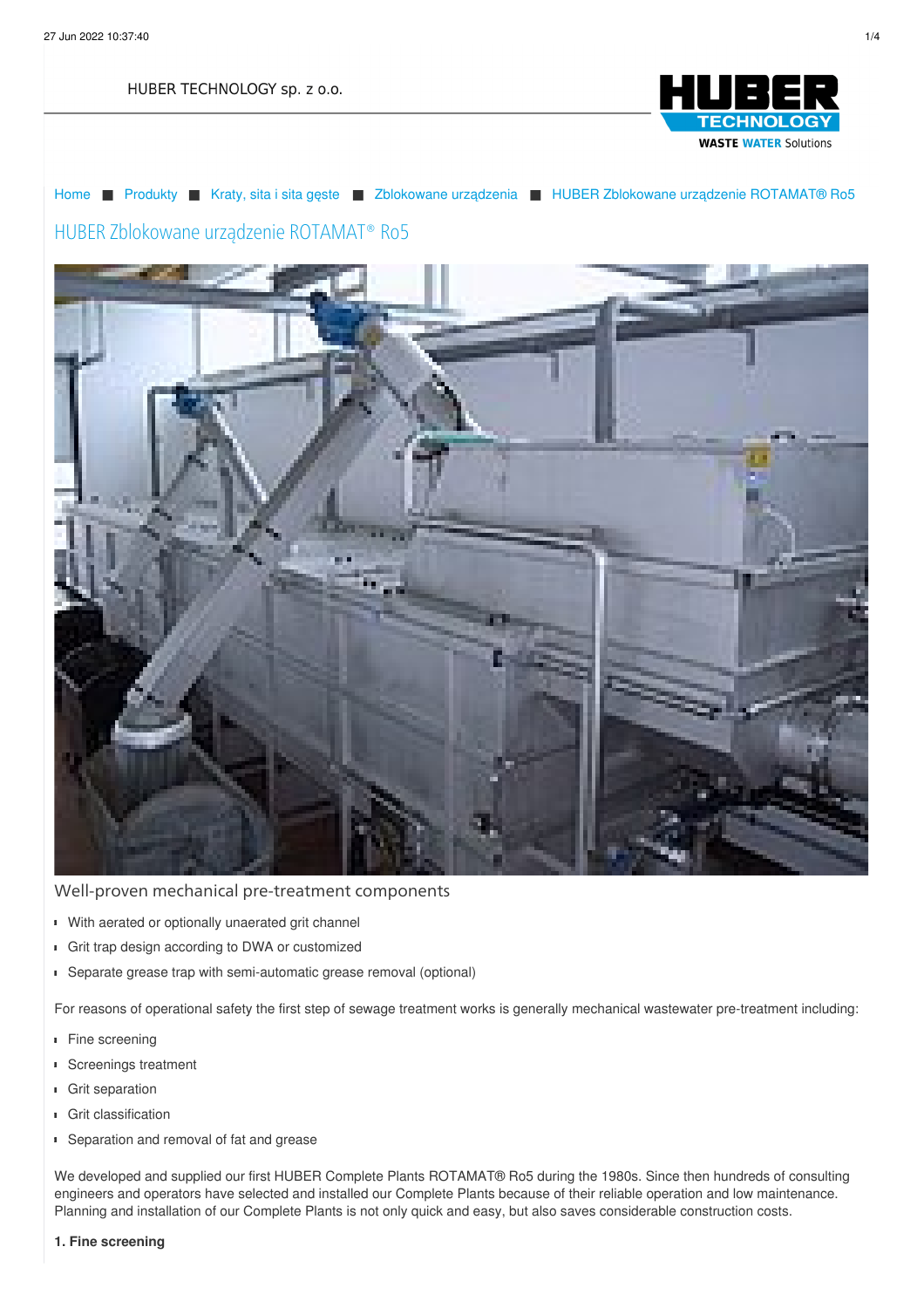HUBER TECHNOLOGY sp. z o.o.

Home ■ Produkty ■ Kraty, sita i sita gęste ■ Zblokowane urządzenia ■ HUBER Zblokowane urządzenie ROTAMAT® Ro5

# HUBER Zblokowane urządzenie ROTAMAT® Ro5

## Well-proven mechanical pre-treatment components

- With aerated or optionally unaerated grit channel
- Grit trap design according to DWA or customized
- Separate grease trap with semi-automatic grease removal (optional)

For reasons of operational safety the first step of sewage treatment works is generally mechanical wastewater pre-treatment including:

- Fine screening
- Screenings treatment
- Grit separation
- Grit classification
- Separation and removal of fat and grease

We developed and supplied our first HUBER Complete Plants ROTAMAT® Ro5 during the 1980s. Since then hundreds of consulting engineers and operators have selected and installed our Complete Plants because of their reliable operation and low maintenance. Planning and installation of our Complete Plants is not only quick and easy, but also saves considerable construction costs.

**1. Fine screening**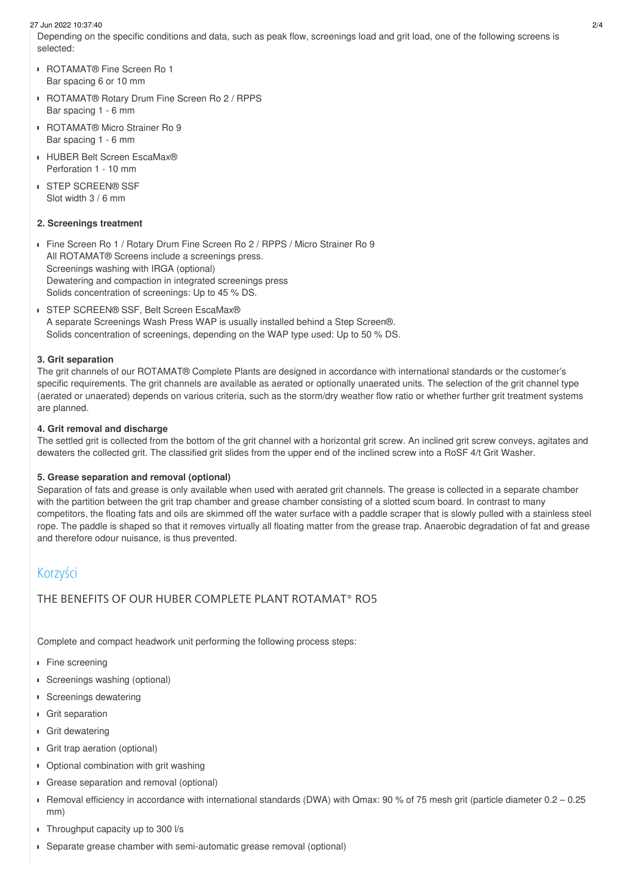Depending on the specific conditions and data, such as peak flow, screenings load and grit load, one of the following screens is selected:

- ROTAMAT® Fine Screen Ro 1  
  Bar spacing 6 or 10 mm
- ROTAMAT® Rotary Drum Fine Screen Ro 2 / RPPS  
  Bar spacing 1 - 6 mm
- ROTAMAT® Micro Strainer Ro 9  
  Bar spacing 1 - 6 mm
- HUBER Belt Screen EscaMax®  
  Perforation 1 - 10 mm
- STEP SCREEN® SSF  
  Slot width 3 / 6 mm

#### 2. Screenings treatment

- Fine Screen Ro 1 / Rotary Drum Fine Screen Ro 2 / RPPS / Micro Strainer Ro 9  
  All ROTAMAT® Screens include a screenings press.  
  Screenings washing with IRGA (optional)  
  Dewatering and compaction in integrated screenings press  
  Solids concentration of screenings: Up to 45 % DS.
- STEP SCREEN® SSF, Belt Screen EscaMax®  
  A separate Screenings Wash Press WAP is usually installed behind a Step Screen®.  
  Solids concentration of screenings, depending on the WAP type used: Up to 50 % DS.

#### 3. Grit separation

The grit channels of our ROTAMAT® Complete Plants are designed in accordance with international standards or the customer's specific requirements. The grit channels are available as aerated or optionally unaerated units. The selection of the grit channel type (aerated or unaerated) depends on various criteria, such as the storm/dry weather flow ratio or whether further grit treatment systems are planned.

#### 4. Grit removal and discharge

The settled grit is collected from the bottom of the grit channel with a horizontal grit screw. An inclined grit screw conveys, agitates and dewaters the collected grit. The classified grit slides from the upper end of the inclined screw into a RoSF 4/t Grit Washer.

#### 5. Grease separation and removal (optional)

Separation of fats and grease is only available when used with aerated grit channels. The grease is collected in a separate chamber with the partition between the grit trap chamber and grease chamber consisting of a slotted scum board. In contrast to many competitors, the floating fats and oils are skimmed off the water surface with a paddle scraper that is slowly pulled with a stainless steel rope. The paddle is shaped so that it removes virtually all floating matter from the grease trap. Anaerobic degradation of fat and grease and therefore odour nuisance, is thus prevented.

## Korzyści

### THE BENEFITS OF OUR HUBER COMPLETE PLANT ROTAMAT® RO5

Complete and compact headwork unit performing the following process steps:

- Fine screening
- Screenings washing (optional)
- Screenings dewatering
- Grit separation
- Grit dewatering
- Grit trap aeration (optional)
- Optional combination with grit washing
- Grease separation and removal (optional)
- Removal efficiency in accordance with international standards (DWA) with Qmax: 90 % of 75 mesh grit (particle diameter 0.2 – 0.25 mm)
- Throughput capacity up to 300 l/s
- Separate grease chamber with semi-automatic grease removal (optional)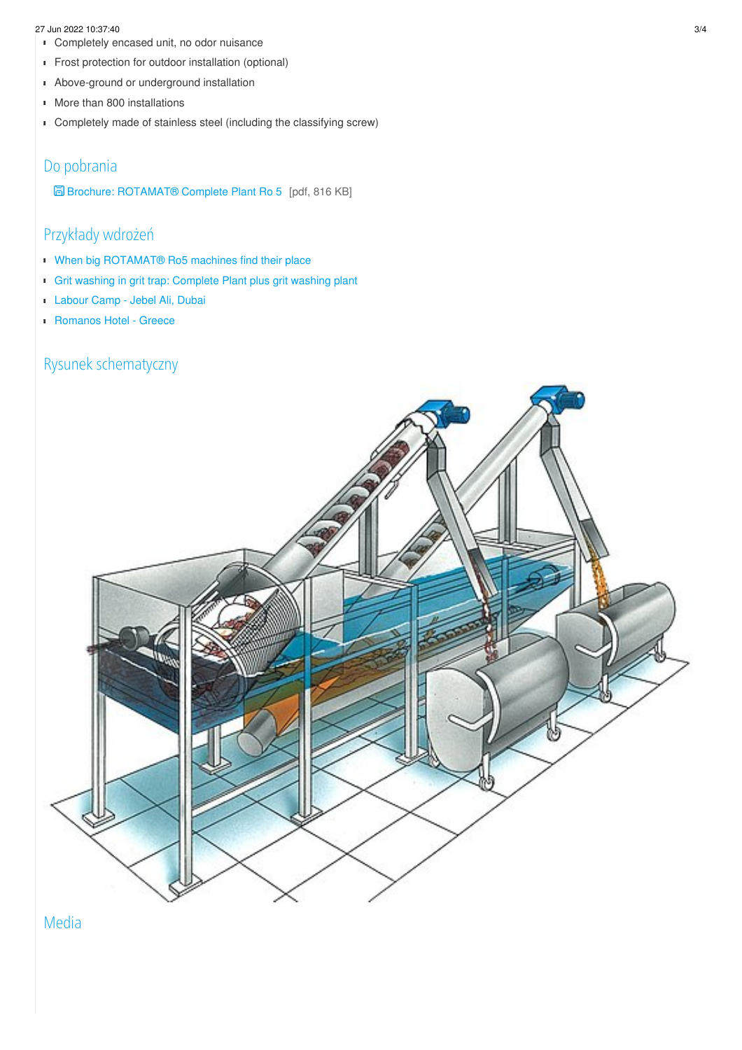- Completely encased unit, no odor nuisance
- Frost protection for outdoor installation (optional)
- Above-ground or underground installation
- More than 800 installations
- Completely made of stainless steel (including the classifying screw)

## Do pobrania

Brochure: ROTAMAT® Complete Plant Ro 5 [pdf, 816 KB]

## Przykłady wdrożeń

- When big ROTAMAT® Ro5 machines find their place
- Grit washing in grit trap: Complete Plant plus grit washing plant
- Labour Camp - Jebel Ali, Dubai
- Romanos Hotel - Greece

## Rysunek schematyczny

## Media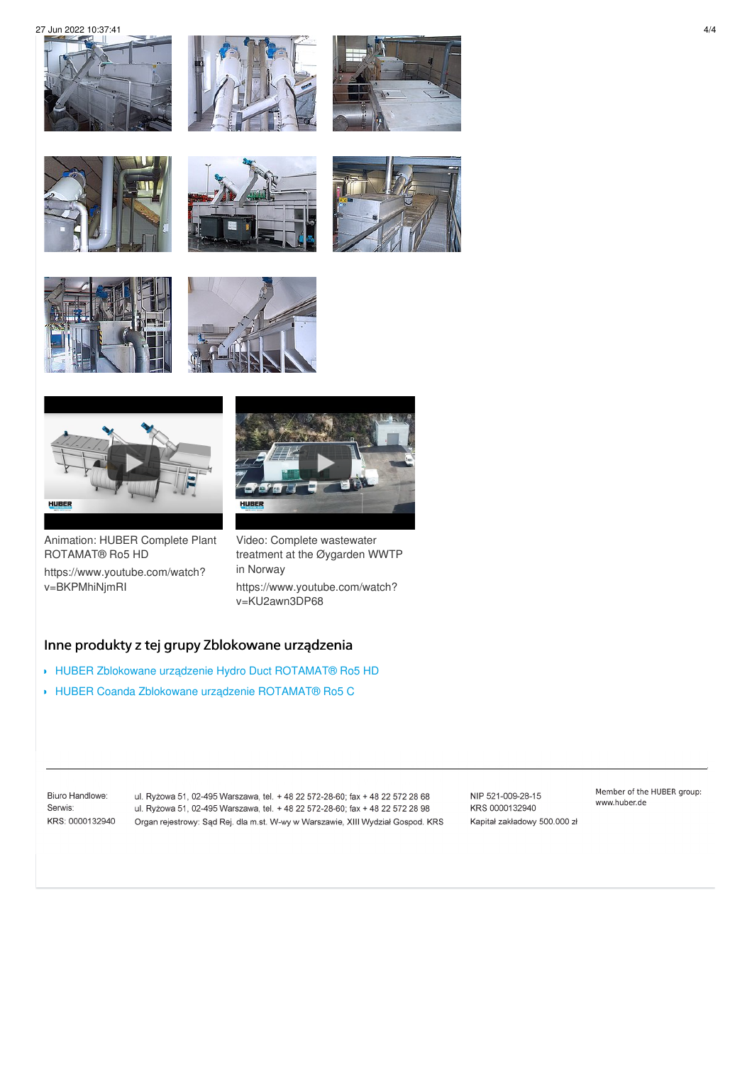Animation: HUBER Complete Plant ROTAMAT® Ro5 HD

https://www.youtube.com/watch?v=BKPMhiNjmRI

Video: Complete wastewater treatment at the Øygarden WWTP in Norway

https://www.youtube.com/watch?v=KU2awn3DP68

## Inne produkty z tej grupy Zblokowane urządzenia

- HUBER Zblokowane urządzenie Hydro Duct ROTAMAT® Ro5 HD
- HUBER Coanda Zblokowane urządzenie ROTAMAT® Ro5 C

Biuro Handlowe: ul. Ryżowa 51, 02-495 Warszawa, tel. + 48 22 572-28-60; fax + 48 22 572 28 68

Serwis: ul. Ryżowa 51, 02-495 Warszawa, tel. + 48 22 572-28-60; fax + 48 22 572 28 98

KRS: 0000132940 Organ rejestrowy: Sąd Rej. dla m.st. W-wy w Warszawie, XIII Wydział Gospod. KRS

NIP 521-009-28-15

KRS 0000132940

Kapitał zakładowy 500.000 zł

Member of the HUBER group: www.huber.de